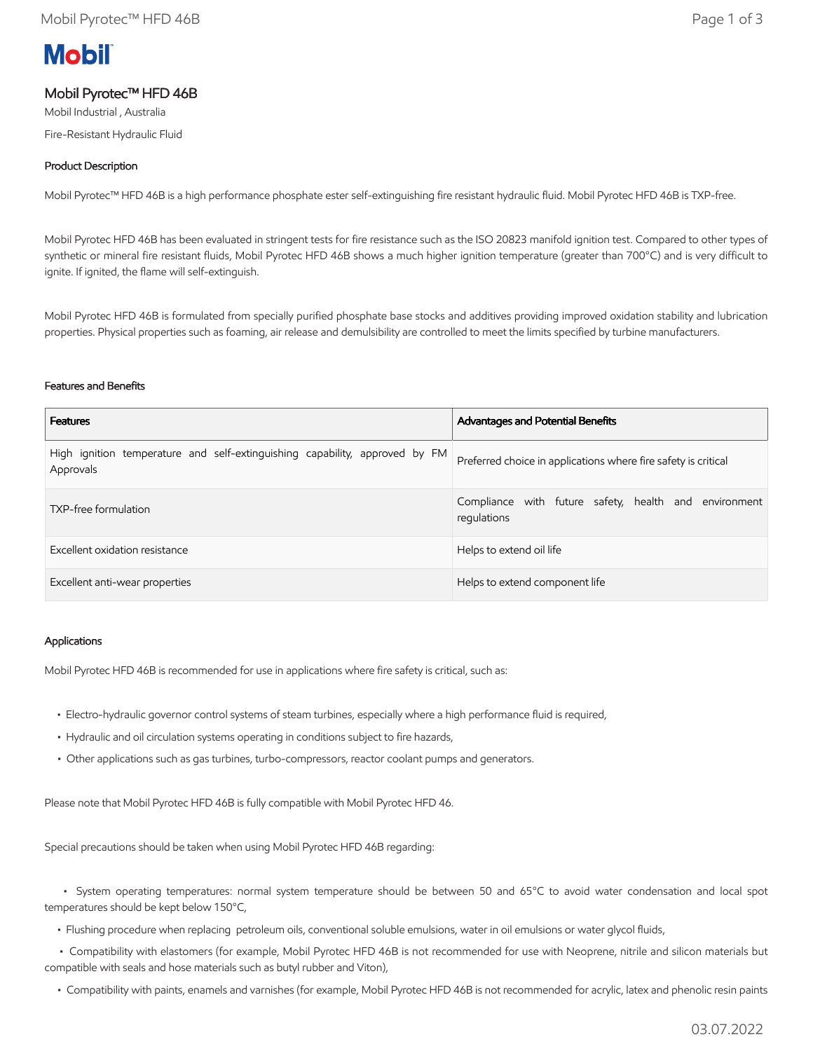Mobil

# Mobil Pyrotec™ HFD 46B

Mobil Industrial , Australia

Fire-Resistant Hydraulic Fluid

## Product Description

Mobil Pyrotec™ HFD 46B is a high performance phosphate ester self-extinguishing fire resistant hydraulic fluid. Mobil Pyrotec HFD 46B is TXP-free.

Mobil Pyrotec HFD 46B has been evaluated in stringent tests for fire resistance such as the ISO 20823 manifold ignition test. Compared to other types of synthetic or mineral fire resistant fluids, Mobil Pyrotec HFD 46B shows a much higher ignition temperature (greater than 700°C) and is very difficult to ignite. If ignited, the flame will self-extinguish.

Mobil Pyrotec HFD 46B is formulated from specially purified phosphate base stocks and additives providing improved oxidation stability and lubrication properties. Physical properties such as foaming, air release and demulsibility are controlled to meet the limits specified by turbine manufacturers.

## Features and Benefits

| Features | Advantages and Potential Benefits |
|---|---|
| High ignition temperature and self-extinguishing capability, approved by FM Approvals | Preferred choice in applications where fire safety is critical |
| TXP-free formulation | Compliance with future safety, health and environment regulations |
| Excellent oxidation resistance | Helps to extend oil life |
| Excellent anti-wear properties | Helps to extend component life |

## Applications

Mobil Pyrotec HFD 46B is recommended for use in applications where fire safety is critical, such as:

- Electro-hydraulic governor control systems of steam turbines, especially where a high performance fluid is required,
- Hydraulic and oil circulation systems operating in conditions subject to fire hazards,
- Other applications such as gas turbines, turbo-compressors, reactor coolant pumps and generators.

Please note that Mobil Pyrotec HFD 46B is fully compatible with Mobil Pyrotec HFD 46.

Special precautions should be taken when using Mobil Pyrotec HFD 46B regarding:

- System operating temperatures: normal system temperature should be between 50 and 65°C to avoid water condensation and local spot temperatures should be kept below 150°C,
- Flushing procedure when replacing petroleum oils, conventional soluble emulsions, water in oil emulsions or water glycol fluids,
- Compatibility with elastomers (for example, Mobil Pyrotec HFD 46B is not recommended for use with Neoprene, nitrile and silicon materials but compatible with seals and hose materials such as butyl rubber and Viton),
- Compatibility with paints, enamels and varnishes (for example, Mobil Pyrotec HFD 46B is not recommended for acrylic, latex and phenolic resin paints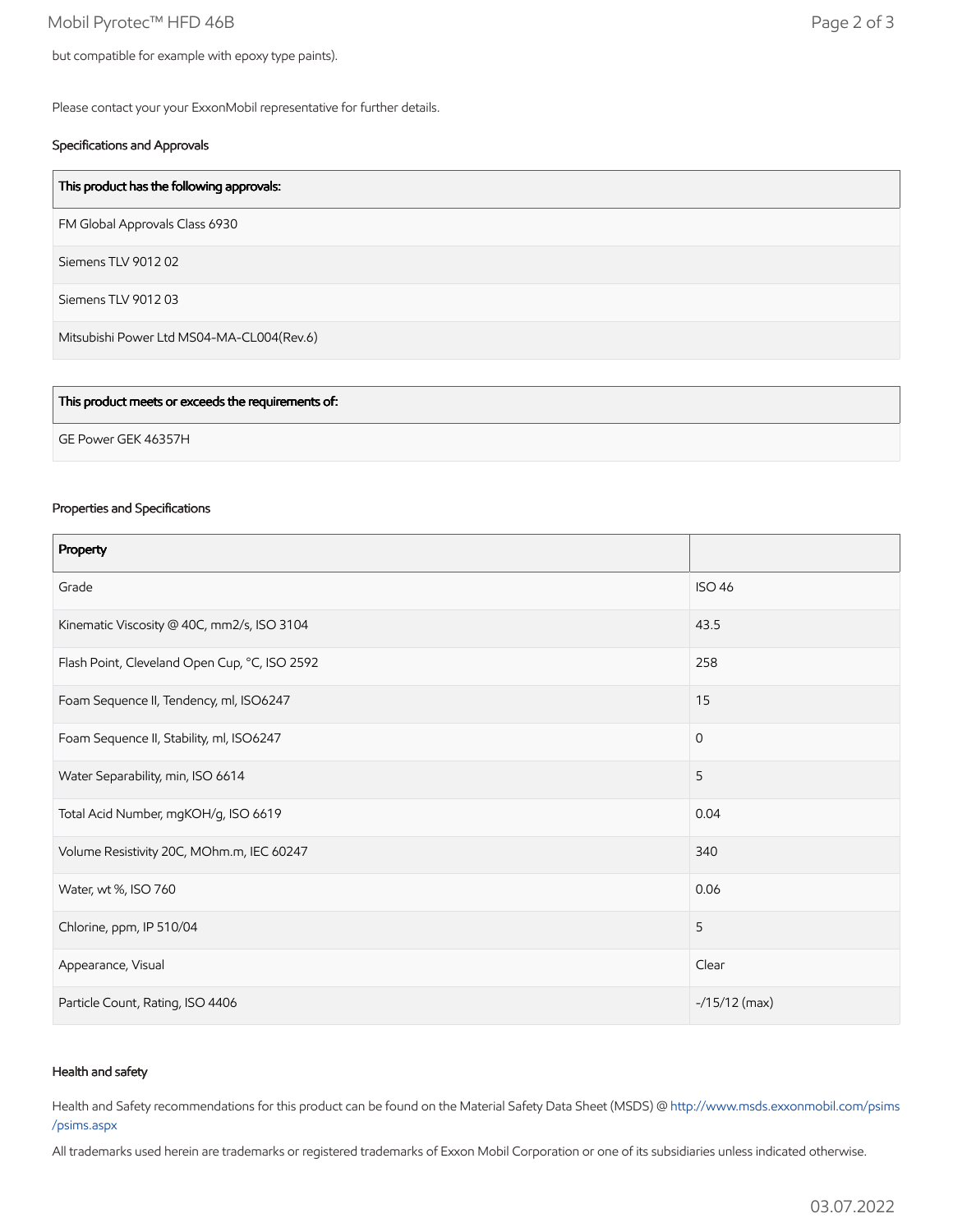but compatible for example with epoxy type paints).

Please contact your your ExxonMobil representative for further details.

### Specifications and Approvals

| This product has the following approvals: |
| --- |
| FM Global Approvals Class 6930 |
| Siemens TLV 9012 02 |
| Siemens TLV 9012 03 |
| Mitsubishi Power Ltd MS04-MA-CL004(Rev.6) |

| This product meets or exceeds the requirements of: |
| --- |
| GE Power GEK 46357H |

### Properties and Specifications

| Property | |
| --- | --- |
| Grade | ISO 46 |
| Kinematic Viscosity @ 40C, mm2/s, ISO 3104 | 43.5 |
| Flash Point, Cleveland Open Cup, °C, ISO 2592 | 258 |
| Foam Sequence II, Tendency, ml, ISO6247 | 15 |
| Foam Sequence II, Stability, ml, ISO6247 | 0 |
| Water Separability, min, ISO 6614 | 5 |
| Total Acid Number, mgKOH/g, ISO 6619 | 0.04 |
| Volume Resistivity 20C, MOhm.m, IEC 60247 | 340 |
| Water, wt %, ISO 760 | 0.06 |
| Chlorine, ppm, IP 510/04 | 5 |
| Appearance, Visual | Clear |
| Particle Count, Rating, ISO 4406 | -/15/12 (max) |

### Health and safety

Health and Safety recommendations for this product can be found on the Material Safety Data Sheet (MSDS) @ http://www.msds.exxonmobil.com/psims/psims.aspx

All trademarks used herein are trademarks or registered trademarks of Exxon Mobil Corporation or one of its subsidiaries unless indicated otherwise.

03.07.2022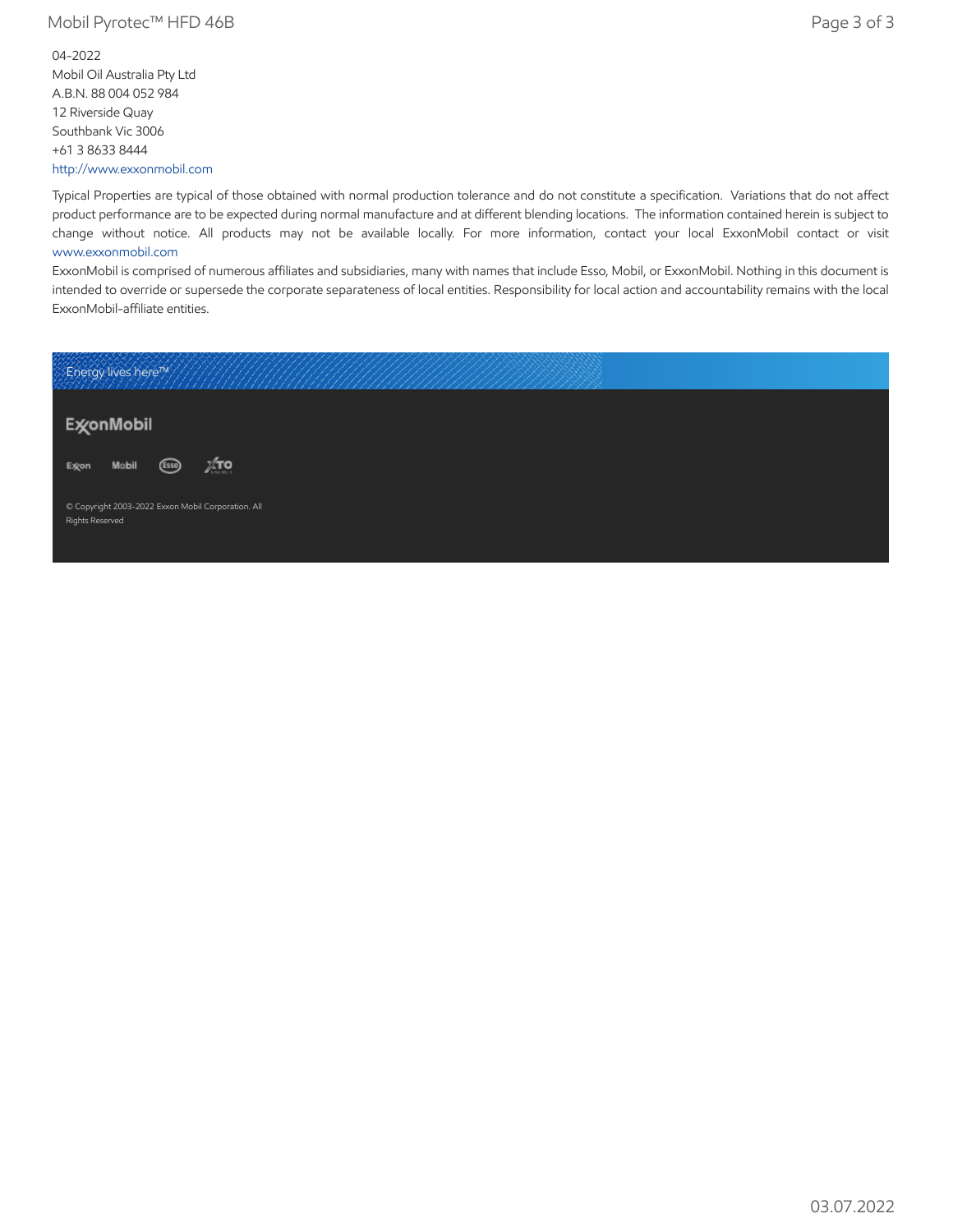04-2022
Mobil Oil Australia Pty Ltd
A.B.N. 88 004 052 984
12 Riverside Quay
Southbank Vic 3006
+61 3 8633 8444
http://www.exxonmobil.com

Typical Properties are typical of those obtained with normal production tolerance and do not constitute a specification. Variations that do not affect product performance are to be expected during normal manufacture and at different blending locations. The information contained herein is subject to change without notice. All products may not be available locally. For more information, contact your local ExxonMobil contact or visit www.exxonmobil.com

ExxonMobil is comprised of numerous affiliates and subsidiaries, many with names that include Esso, Mobil, or ExxonMobil. Nothing in this document is intended to override or supersede the corporate separateness of local entities. Responsibility for local action and accountability remains with the local ExxonMobil-affiliate entities.

Energy lives here™

ExxonMobil

Exxon Mobil Esso XTO

© Copyright 2003-2022 Exxon Mobil Corporation. All Rights Reserved